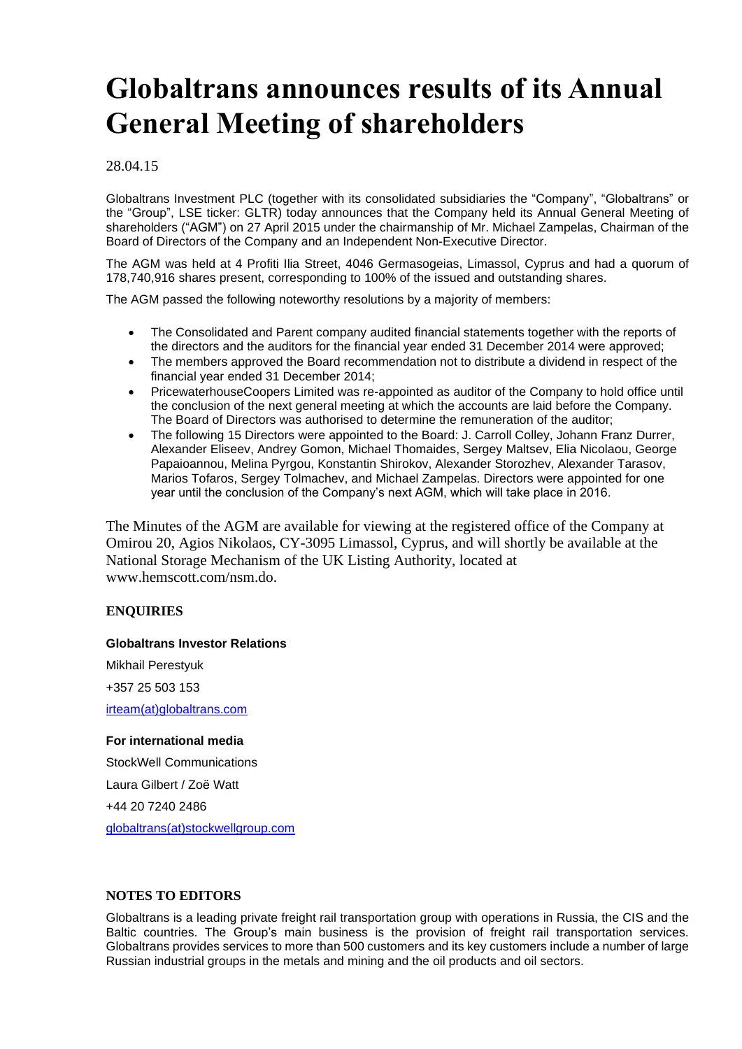# Globaltrans announces results of its Annual General Meeting of shareholders

28.04.15

Globaltrans Investment PLC (together with its consolidated subsidiaries the "Company", "Globaltrans" or the "Group", LSE ticker: GLTR) today announces that the Company held its Annual General Meeting of shareholders ("AGM") on 27 April 2015 under the chairmanship of Mr. Michael Zampelas, Chairman of the Board of Directors of the Company and an Independent Non-Executive Director.

The AGM was held at 4 Profiti Ilia Street, 4046 Germasogeias, Limassol, Cyprus and had a quorum of 178,740,916 shares present, corresponding to 100% of the issued and outstanding shares.

The AGM passed the following noteworthy resolutions by a majority of members:

- The Consolidated and Parent company audited financial statements together with the reports of the directors and the auditors for the financial year ended 31 December 2014 were approved;
- The members approved the Board recommendation not to distribute a dividend in respect of the financial year ended 31 December 2014;
- PricewaterhouseCoopers Limited was re-appointed as auditor of the Company to hold office until the conclusion of the next general meeting at which the accounts are laid before the Company. The Board of Directors was authorised to determine the remuneration of the auditor;
- The following 15 Directors were appointed to the Board: J. Carroll Colley, Johann Franz Durrer, Alexander Eliseev, Andrey Gomon, Michael Thomaides, Sergey Maltsev, Elia Nicolaou, George Papaioannou, Melina Pyrgou, Konstantin Shirokov, Alexander Storozhev, Alexander Tarasov, Marios Tofaros, Sergey Tolmachev, and Michael Zampelas. Directors were appointed for one year until the conclusion of the Company's next AGM, which will take place in 2016.

The Minutes of the AGM are available for viewing at the registered office of the Company at Omirou 20, Agios Nikolaos, CY-3095 Limassol, Cyprus, and will shortly be available at the National Storage Mechanism of the UK Listing Authority, located at www.hemscott.com/nsm.do.

**ENQUIRIES**

**Globaltrans Investor Relations**

Mikhail Perestyuk

+357 25 503 153

irteam(at)globaltrans.com

**For international media**

StockWell Communications

Laura Gilbert / Zoë Watt

+44 20 7240 2486

globaltrans(at)stockwellgroup.com

**NOTES TO EDITORS**

Globaltrans is a leading private freight rail transportation group with operations in Russia, the CIS and the Baltic countries. The Group's main business is the provision of freight rail transportation services. Globaltrans provides services to more than 500 customers and its key customers include a number of large Russian industrial groups in the metals and mining and the oil products and oil sectors.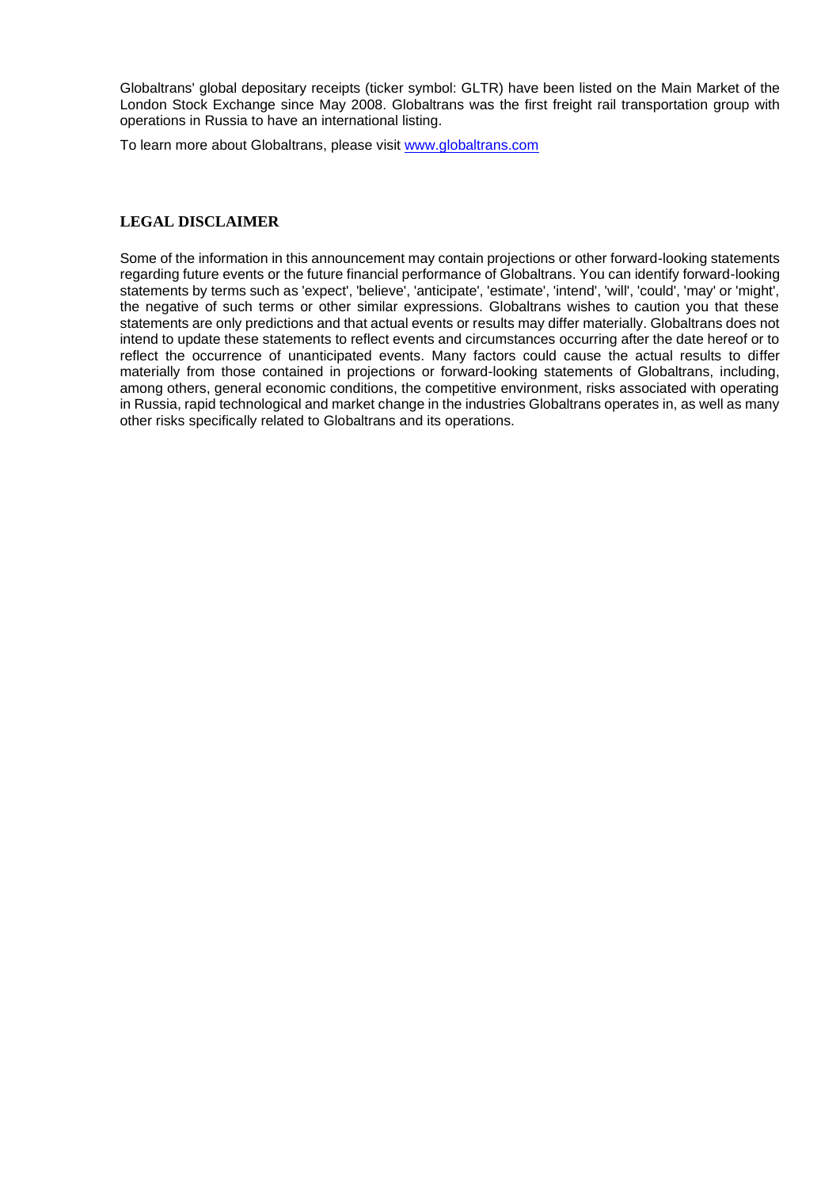Globaltrans' global depositary receipts (ticker symbol: GLTR) have been listed on the Main Market of the London Stock Exchange since May 2008. Globaltrans was the first freight rail transportation group with operations in Russia to have an international listing.

To learn more about Globaltrans, please visit [www.globaltrans.com](http://www.globaltrans.com)

## LEGAL DISCLAIMER

Some of the information in this announcement may contain projections or other forward-looking statements regarding future events or the future financial performance of Globaltrans. You can identify forward-looking statements by terms such as 'expect', 'believe', 'anticipate', 'estimate', 'intend', 'will', 'could', 'may' or 'might', the negative of such terms or other similar expressions. Globaltrans wishes to caution you that these statements are only predictions and that actual events or results may differ materially. Globaltrans does not intend to update these statements to reflect events and circumstances occurring after the date hereof or to reflect the occurrence of unanticipated events. Many factors could cause the actual results to differ materially from those contained in projections or forward-looking statements of Globaltrans, including, among others, general economic conditions, the competitive environment, risks associated with operating in Russia, rapid technological and market change in the industries Globaltrans operates in, as well as many other risks specifically related to Globaltrans and its operations.